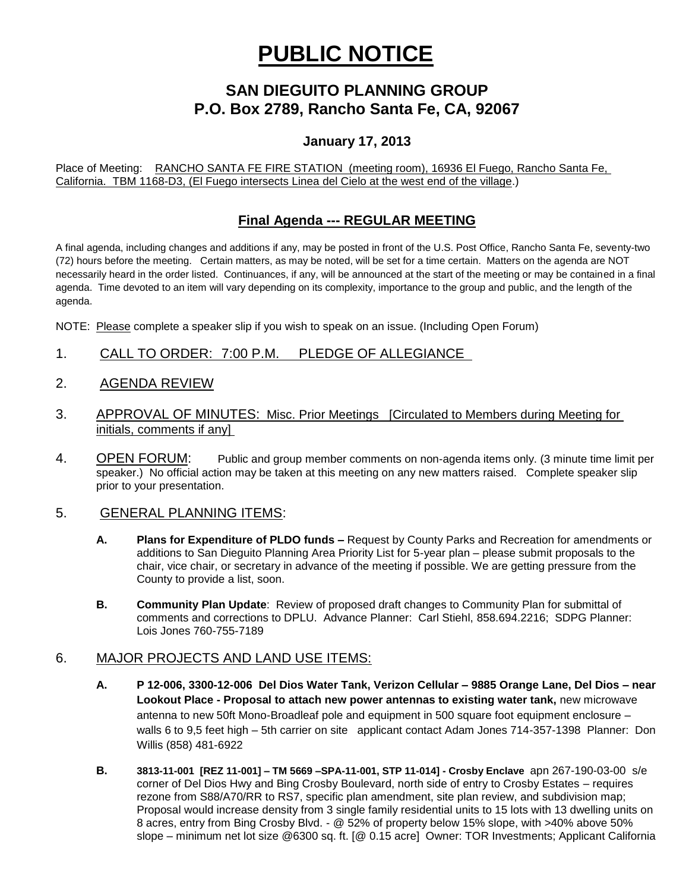# PUBLIC NOTICE

## SAN DIEGUITO PLANNING GROUP
## P.O. Box 2789, Rancho Santa Fe, CA, 92067

### January 17, 2013

Place of Meeting: RANCHO SANTA FE FIRE STATION (meeting room), 16936 El Fuego, Rancho Santa Fe, California. TBM 1168-D3, (El Fuego intersects Linea del Cielo at the west end of the village.)

## Final Agenda --- REGULAR MEETING

A final agenda, including changes and additions if any, may be posted in front of the U.S. Post Office, Rancho Santa Fe, seventy-two (72) hours before the meeting. Certain matters, as may be noted, will be set for a time certain. Matters on the agenda are NOT necessarily heard in the order listed. Continuances, if any, will be announced at the start of the meeting or may be contained in a final agenda. Time devoted to an item will vary depending on its complexity, importance to the group and public, and the length of the agenda.

NOTE: Please complete a speaker slip if you wish to speak on an issue. (Including Open Forum)

1. CALL TO ORDER: 7:00 P.M. PLEDGE OF ALLEGIANCE

2. AGENDA REVIEW

3. APPROVAL OF MINUTES: Misc. Prior Meetings [Circulated to Members during Meeting for initials, comments if any]

4. OPEN FORUM: Public and group member comments on non-agenda items only. (3 minute time limit per speaker.) No official action may be taken at this meeting on any new matters raised. Complete speaker slip prior to your presentation.

5. GENERAL PLANNING ITEMS:

   **A. Plans for Expenditure of PLDO funds –** Request by County Parks and Recreation for amendments or additions to San Dieguito Planning Area Priority List for 5-year plan – please submit proposals to the chair, vice chair, or secretary in advance of the meeting if possible. We are getting pressure from the County to provide a list, soon.

   **B. Community Plan Update**: Review of proposed draft changes to Community Plan for submittal of comments and corrections to DPLU. Advance Planner: Carl Stiehl, 858.694.2216; SDPG Planner: Lois Jones 760-755-7189

6. MAJOR PROJECTS AND LAND USE ITEMS:

   **A. P 12-006, 3300-12-006 Del Dios Water Tank, Verizon Cellular – 9885 Orange Lane, Del Dios – near Lookout Place - Proposal to attach new power antennas to existing water tank,** new microwave antenna to new 50ft Mono-Broadleaf pole and equipment in 500 square foot equipment enclosure – walls 6 to 9,5 feet high – 5th carrier on site applicant contact Adam Jones 714-357-1398 Planner: Don Willis (858) 481-6922

   **B. 3813-11-001 [REZ 11-001] – TM 5669 –SPA-11-001, STP 11-014] - Crosby Enclave** apn 267-190-03-00 s/e corner of Del Dios Hwy and Bing Crosby Boulevard, north side of entry to Crosby Estates – requires rezone from S88/A70/RR to RS7, specific plan amendment, site plan review, and subdivision map; Proposal would increase density from 3 single family residential units to 15 lots with 13 dwelling units on 8 acres, entry from Bing Crosby Blvd. - @ 52% of property below 15% slope, with >40% above 50% slope – minimum net lot size @6300 sq. ft. [@ 0.15 acre] Owner: TOR Investments; Applicant California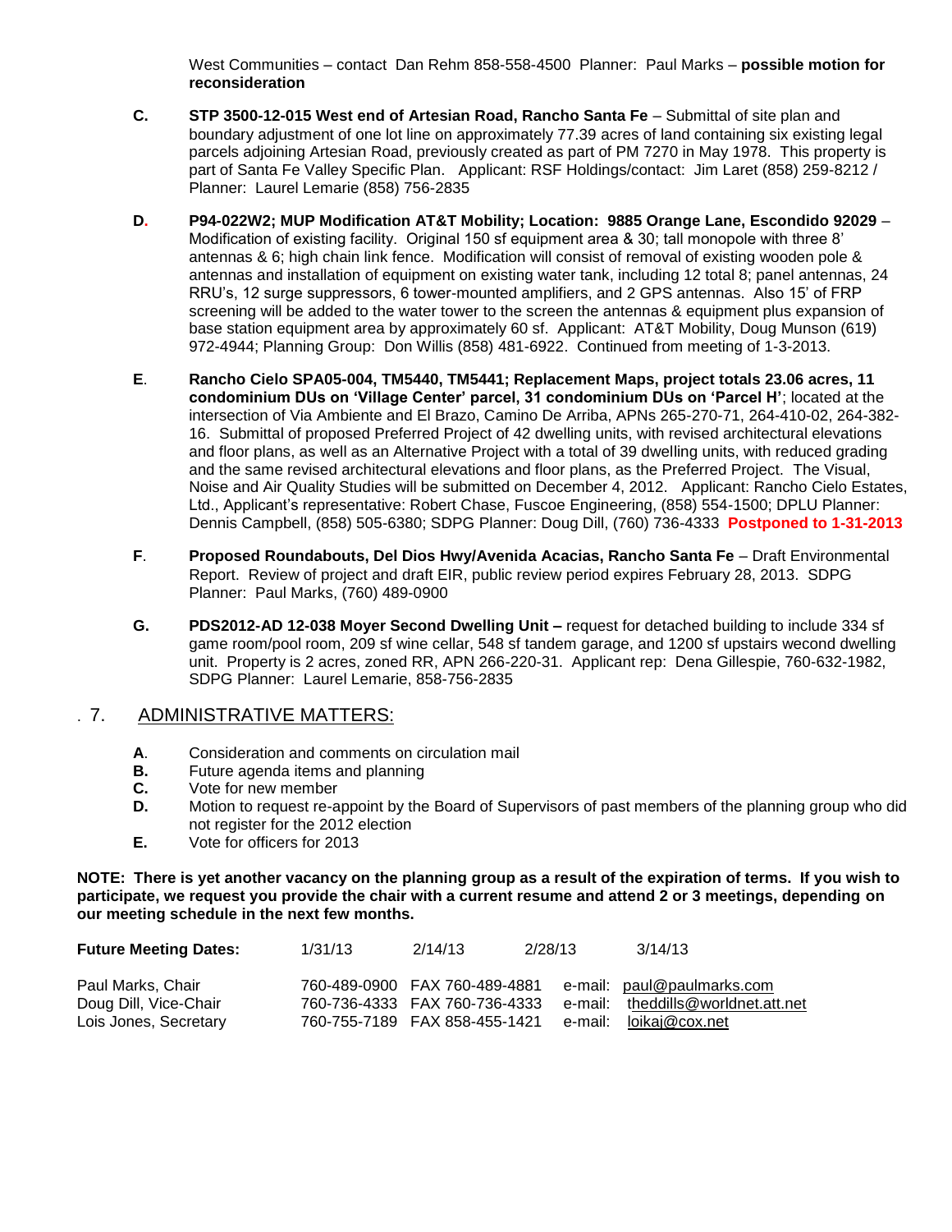West Communities – contact Dan Rehm 858-558-4500 Planner: Paul Marks – **possible motion for reconsideration**

**C.** **STP 3500-12-015 West end of Artesian Road, Rancho Santa Fe** – Submittal of site plan and boundary adjustment of one lot line on approximately 77.39 acres of land containing six existing legal parcels adjoining Artesian Road, previously created as part of PM 7270 in May 1978. This property is part of Santa Fe Valley Specific Plan. Applicant: RSF Holdings/contact: Jim Laret (858) 259-8212 / Planner: Laurel Lemarie (858) 756-2835

**D.** **P94-022W2; MUP Modification AT&T Mobility; Location: 9885 Orange Lane, Escondido 92029** – Modification of existing facility. Original 150 sf equipment area & 30; tall monopole with three 8' antennas & 6; high chain link fence. Modification will consist of removal of existing wooden pole & antennas and installation of equipment on existing water tank, including 12 total 8; panel antennas, 24 RRU's, 12 surge suppressors, 6 tower-mounted amplifiers, and 2 GPS antennas. Also 15' of FRP screening will be added to the water tower to the screen the antennas & equipment plus expansion of base station equipment area by approximately 60 sf. Applicant: AT&T Mobility, Doug Munson (619) 972-4944; Planning Group: Don Willis (858) 481-6922. Continued from meeting of 1-3-2013.

**E.** **Rancho Cielo SPA05-004, TM5440, TM5441; Replacement Maps, project totals 23.06 acres, 11 condominium DUs on 'Village Center' parcel, 31 condominium DUs on 'Parcel H'**; located at the intersection of Via Ambiente and El Brazo, Camino De Arriba, APNs 265-270-71, 264-410-02, 264-382-16. Submittal of proposed Preferred Project of 42 dwelling units, with revised architectural elevations and floor plans, as well as an Alternative Project with a total of 39 dwelling units, with reduced grading and the same revised architectural elevations and floor plans, as the Preferred Project. The Visual, Noise and Air Quality Studies will be submitted on December 4, 2012. Applicant: Rancho Cielo Estates, Ltd., Applicant's representative: Robert Chase, Fuscoe Engineering, (858) 554-1500; DPLU Planner: Dennis Campbell, (858) 505-6380; SDPG Planner: Doug Dill, (760) 736-4333 **Postponed to 1-31-2013**

**F.** **Proposed Roundabouts, Del Dios Hwy/Avenida Acacias, Rancho Santa Fe** – Draft Environmental Report. Review of project and draft EIR, public review period expires February 28, 2013. SDPG Planner: Paul Marks, (760) 489-0900

**G.** **PDS2012-AD 12-038 Moyer Second Dwelling Unit –** request for detached building to include 334 sf game room/pool room, 209 sf wine cellar, 548 sf tandem garage, and 1200 sf upstairs wecond dwelling unit. Property is 2 acres, zoned RR, APN 266-220-31. Applicant rep: Dena Gillespie, 760-632-1982, SDPG Planner: Laurel Lemarie, 858-756-2835

## 7. ADMINISTRATIVE MATTERS:

**A.** Consideration and comments on circulation mail
**B.** Future agenda items and planning
**C.** Vote for new member
**D.** Motion to request re-appoint by the Board of Supervisors of past members of the planning group who did not register for the 2012 election
**E.** Vote for officers for 2013

**NOTE: There is yet another vacancy on the planning group as a result of the expiration of terms. If you wish to participate, we request you provide the chair with a current resume and attend 2 or 3 meetings, depending on our meeting schedule in the next few months.**

**Future Meeting Dates:** 1/31/13 2/14/13 2/28/13 3/14/13

| | | | |
|---|---|---|---|
| Paul Marks, Chair | 760-489-0900 | FAX 760-489-4881 | e-mail: paul@paulmarks.com |
| Doug Dill, Vice-Chair | 760-736-4333 | FAX 760-736-4333 | e-mail: theddills@worldnet.att.net |
| Lois Jones, Secretary | 760-755-7189 | FAX 858-455-1421 | e-mail: loikaj@cox.net |